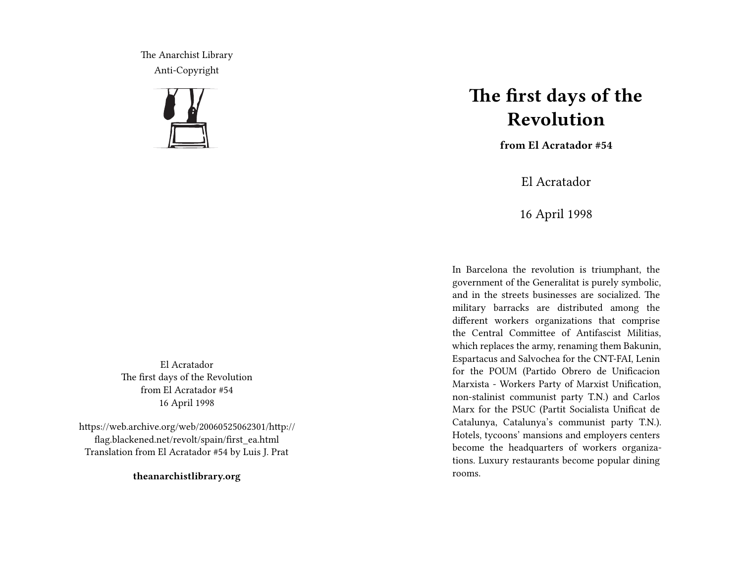The Anarchist Library
Anti-Copyright

El Acratador
The first days of the Revolution
from El Acratador #54
16 April 1998

https://web.archive.org/web/20060525062301/http://flag.blackened.net/revolt/spain/first_ea.html
Translation from El Acratador #54 by Luis J. Prat

**theanarchistlibrary.org**

# The first days of the Revolution

**from El Acratador #54**

El Acratador

16 April 1998

In Barcelona the revolution is triumphant, the government of the Generalitat is purely symbolic, and in the streets businesses are socialized. The military barracks are distributed among the different workers organizations that comprise the Central Committee of Antifascist Militias, which replaces the army, renaming them Bakunin, Espartacus and Salvochea for the CNT-FAI, Lenin for the POUM (Partido Obrero de Unificacion Marxista - Workers Party of Marxist Unification, non-stalinist communist party T.N.) and Carlos Marx for the PSUC (Partit Socialista Unificat de Catalunya, Catalunya's communist party T.N.). Hotels, tycoons' mansions and employers centers become the headquarters of workers organizations. Luxury restaurants become popular dining rooms.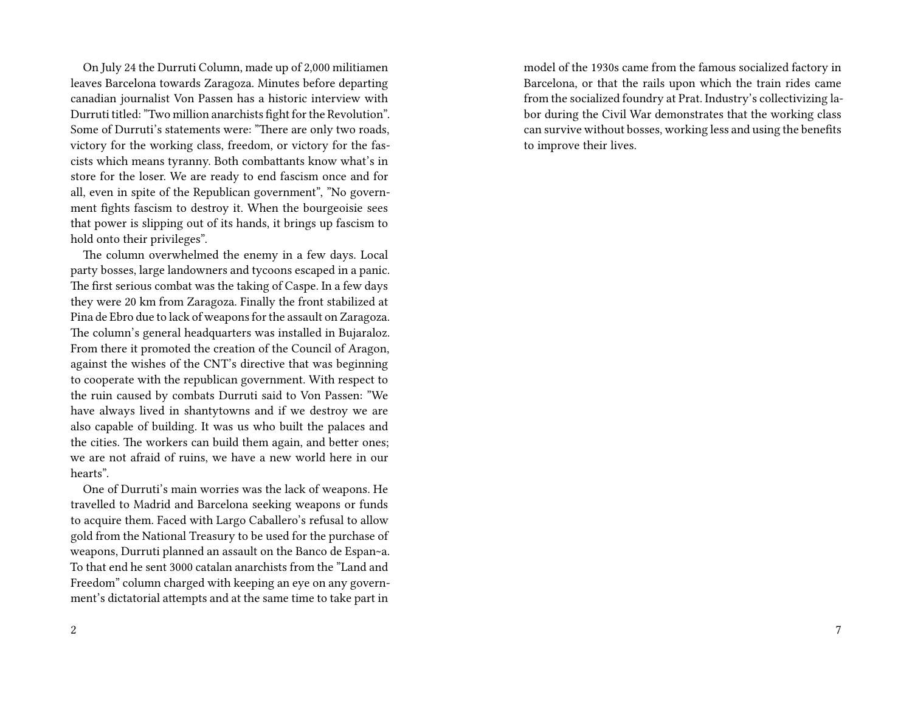On July 24 the Durruti Column, made up of 2,000 militiamen leaves Barcelona towards Zaragoza. Minutes before departing canadian journalist Von Passen has a historic interview with Durruti titled: "Two million anarchists fight for the Revolution". Some of Durruti's statements were: "There are only two roads, victory for the working class, freedom, or victory for the fascists which means tyranny. Both combattants know what's in store for the loser. We are ready to end fascism once and for all, even in spite of the Republican government", "No government fights fascism to destroy it. When the bourgeoisie sees that power is slipping out of its hands, it brings up fascism to hold onto their privileges".

The column overwhelmed the enemy in a few days. Local party bosses, large landowners and tycoons escaped in a panic. The first serious combat was the taking of Caspe. In a few days they were 20 km from Zaragoza. Finally the front stabilized at Pina de Ebro due to lack of weapons for the assault on Zaragoza. The column's general headquarters was installed in Bujaraloz. From there it promoted the creation of the Council of Aragon, against the wishes of the CNT's directive that was beginning to cooperate with the republican government. With respect to the ruin caused by combats Durruti said to Von Passen: "We have always lived in shantytowns and if we destroy we are also capable of building. It was us who built the palaces and the cities. The workers can build them again, and better ones; we are not afraid of ruins, we have a new world here in our hearts".

One of Durruti's main worries was the lack of weapons. He travelled to Madrid and Barcelona seeking weapons or funds to acquire them. Faced with Largo Caballero's refusal to allow gold from the National Treasury to be used for the purchase of weapons, Durruti planned an assault on the Banco de Espan~a. To that end he sent 3000 catalan anarchists from the "Land and Freedom" column charged with keeping an eye on any government's dictatorial attempts and at the same time to take part in

model of the 1930s came from the famous socialized factory in Barcelona, or that the rails upon which the train rides came from the socialized foundry at Prat. Industry's collectivizing labor during the Civil War demonstrates that the working class can survive without bosses, working less and using the benefits to improve their lives.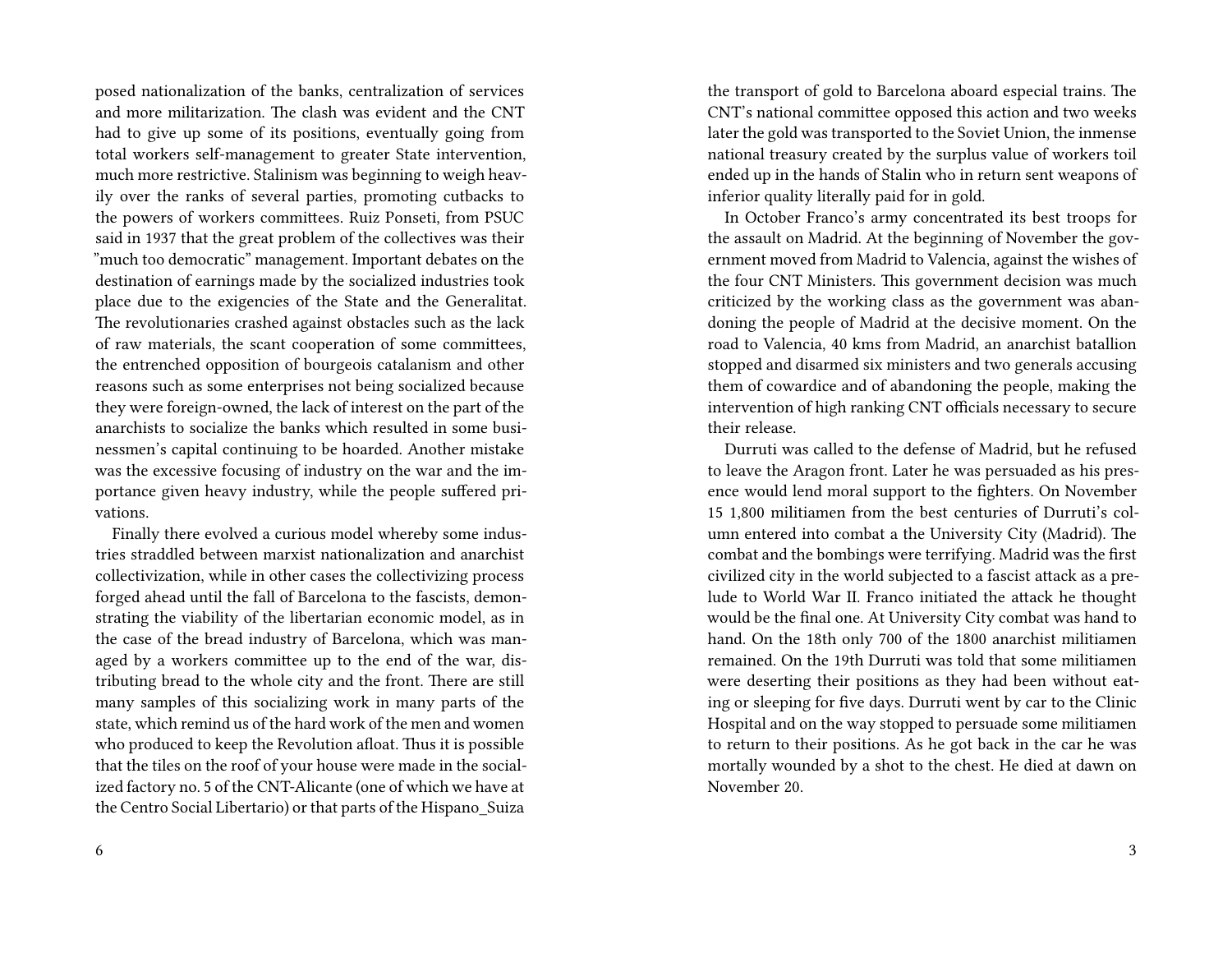posed nationalization of the banks, centralization of services and more militarization. The clash was evident and the CNT had to give up some of its positions, eventually going from total workers self-management to greater State intervention, much more restrictive. Stalinism was beginning to weigh heavily over the ranks of several parties, promoting cutbacks to the powers of workers committees. Ruiz Ponseti, from PSUC said in 1937 that the great problem of the collectives was their "much too democratic" management. Important debates on the destination of earnings made by the socialized industries took place due to the exigencies of the State and the Generalitat. The revolutionaries crashed against obstacles such as the lack of raw materials, the scant cooperation of some committees, the entrenched opposition of bourgeois catalanism and other reasons such as some enterprises not being socialized because they were foreign-owned, the lack of interest on the part of the anarchists to socialize the banks which resulted in some businessmen's capital continuing to be hoarded. Another mistake was the excessive focusing of industry on the war and the importance given heavy industry, while the people suffered privations.

Finally there evolved a curious model whereby some industries straddled between marxist nationalization and anarchist collectivization, while in other cases the collectivizing process forged ahead until the fall of Barcelona to the fascists, demonstrating the viability of the libertarian economic model, as in the case of the bread industry of Barcelona, which was managed by a workers committee up to the end of the war, distributing bread to the whole city and the front. There are still many samples of this socializing work in many parts of the state, which remind us of the hard work of the men and women who produced to keep the Revolution afloat. Thus it is possible that the tiles on the roof of your house were made in the socialized factory no. 5 of the CNT-Alicante (one of which we have at the Centro Social Libertario) or that parts of the Hispano_Suiza

the transport of gold to Barcelona aboard especial trains. The CNT's national committee opposed this action and two weeks later the gold was transported to the Soviet Union, the inmense national treasury created by the surplus value of workers toil ended up in the hands of Stalin who in return sent weapons of inferior quality literally paid for in gold.

In October Franco's army concentrated its best troops for the assault on Madrid. At the beginning of November the government moved from Madrid to Valencia, against the wishes of the four CNT Ministers. This government decision was much criticized by the working class as the government was abandoning the people of Madrid at the decisive moment. On the road to Valencia, 40 kms from Madrid, an anarchist batallion stopped and disarmed six ministers and two generals accusing them of cowardice and of abandoning the people, making the intervention of high ranking CNT officials necessary to secure their release.

Durruti was called to the defense of Madrid, but he refused to leave the Aragon front. Later he was persuaded as his presence would lend moral support to the fighters. On November 15 1,800 militiamen from the best centuries of Durruti's column entered into combat a the University City (Madrid). The combat and the bombings were terrifying. Madrid was the first civilized city in the world subjected to a fascist attack as a prelude to World War II. Franco initiated the attack he thought would be the final one. At University City combat was hand to hand. On the 18th only 700 of the 1800 anarchist militiamen remained. On the 19th Durruti was told that some militiamen were deserting their positions as they had been without eating or sleeping for five days. Durruti went by car to the Clinic Hospital and on the way stopped to persuade some militiamen to return to their positions. As he got back in the car he was mortally wounded by a shot to the chest. He died at dawn on November 20.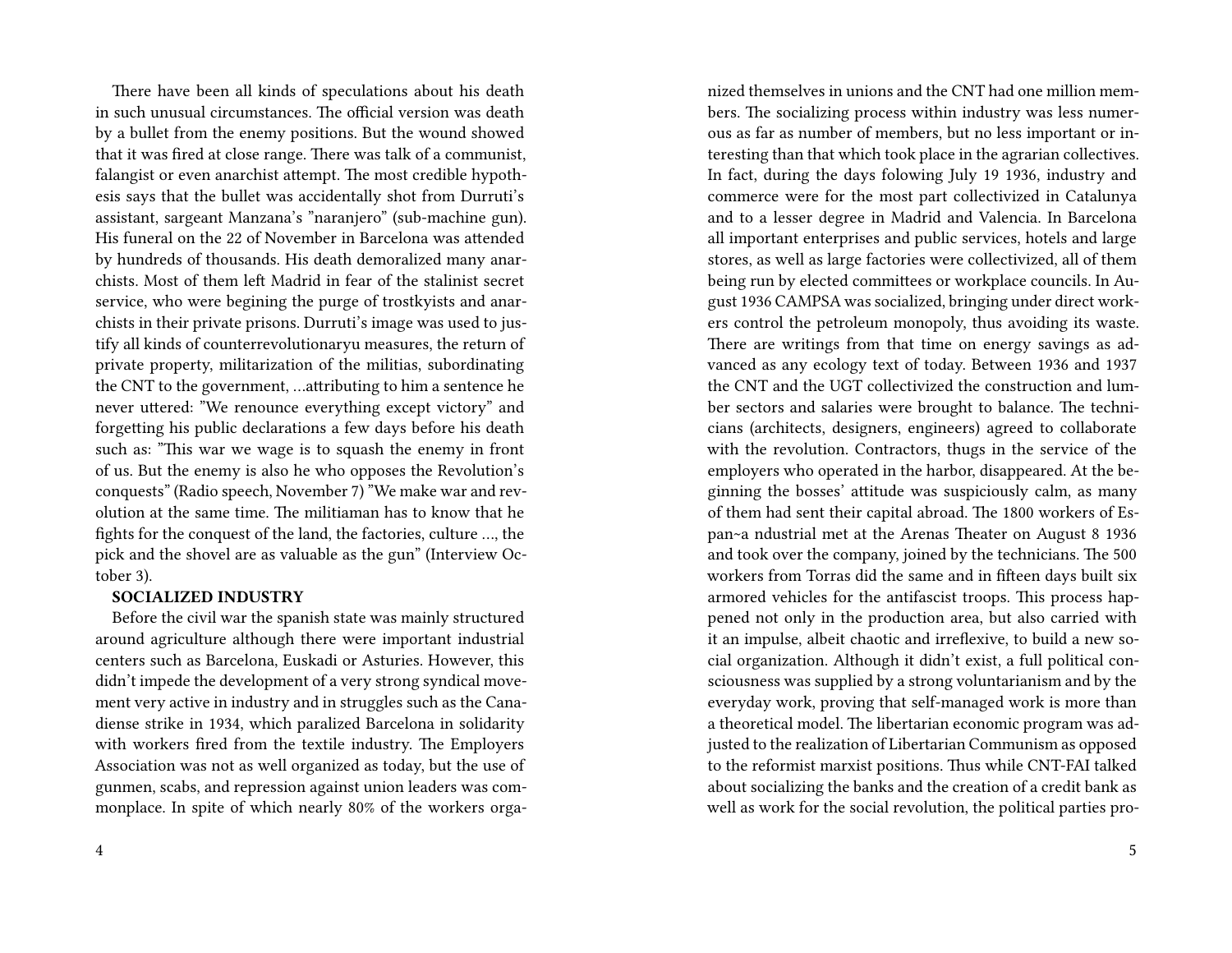There have been all kinds of speculations about his death in such unusual circumstances. The official version was death by a bullet from the enemy positions. But the wound showed that it was fired at close range. There was talk of a communist, falangist or even anarchist attempt. The most credible hypothesis says that the bullet was accidentally shot from Durruti's assistant, sargeant Manzana's "naranjero" (sub-machine gun). His funeral on the 22 of November in Barcelona was attended by hundreds of thousands. His death demoralized many anarchists. Most of them left Madrid in fear of the stalinist secret service, who were begining the purge of trostkyists and anarchists in their private prisons. Durruti's image was used to justify all kinds of counterrevolutionaryu measures, the return of private property, militarization of the militias, subordinating the CNT to the government, …attributing to him a sentence he never uttered: "We renounce everything except victory" and forgetting his public declarations a few days before his death such as: "This war we wage is to squash the enemy in front of us. But the enemy is also he who opposes the Revolution's conquests" (Radio speech, November 7) "We make war and revolution at the same time. The militiaman has to know that he fights for the conquest of the land, the factories, culture …, the pick and the shovel are as valuable as the gun" (Interview October 3).

**SOCIALIZED INDUSTRY**

Before the civil war the spanish state was mainly structured around agriculture although there were important industrial centers such as Barcelona, Euskadi or Asturies. However, this didn't impede the development of a very strong syndical movement very active in industry and in struggles such as the Canadiense strike in 1934, which paralized Barcelona in solidarity with workers fired from the textile industry. The Employers Association was not as well organized as today, but the use of gunmen, scabs, and repression against union leaders was commonplace. In spite of which nearly 80% of the workers organized themselves in unions and the CNT had one million members. The socializing process within industry was less numerous as far as number of members, but no less important or interesting than that which took place in the agrarian collectives. In fact, during the days folowing July 19 1936, industry and commerce were for the most part collectivized in Catalunya and to a lesser degree in Madrid and Valencia. In Barcelona all important enterprises and public services, hotels and large stores, as well as large factories were collectivized, all of them being run by elected committees or workplace councils. In August 1936 CAMPSA was socialized, bringing under direct workers control the petroleum monopoly, thus avoiding its waste. There are writings from that time on energy savings as advanced as any ecology text of today. Between 1936 and 1937 the CNT and the UGT collectivized the construction and lumber sectors and salaries were brought to balance. The technicians (architects, designers, engineers) agreed to collaborate with the revolution. Contractors, thugs in the service of the employers who operated in the harbor, disappeared. At the beginning the bosses' attitude was suspiciously calm, as many of them had sent their capital abroad. The 1800 workers of Espan~a ndustrial met at the Arenas Theater on August 8 1936 and took over the company, joined by the technicians. The 500 workers from Torras did the same and in fifteen days built six armored vehicles for the antifascist troops. This process happened not only in the production area, but also carried with it an impulse, albeit chaotic and irreflexive, to build a new social organization. Although it didn't exist, a full political consciousness was supplied by a strong voluntarianism and by the everyday work, proving that self-managed work is more than a theoretical model. The libertarian economic program was adjusted to the realization of Libertarian Communism as opposed to the reformist marxist positions. Thus while CNT-FAI talked about socializing the banks and the creation of a credit bank as well as work for the social revolution, the political parties pro-